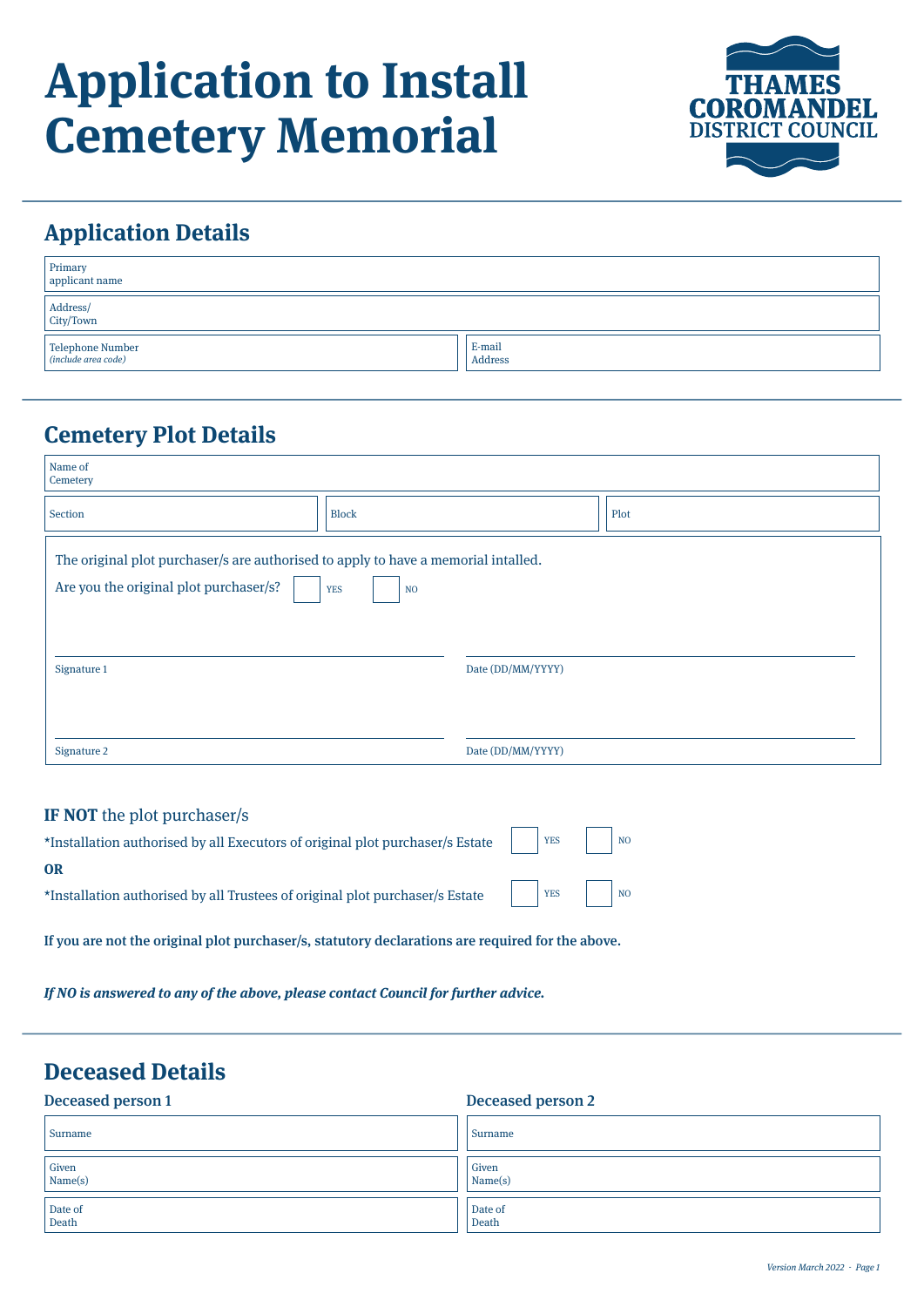# Application to Install Cemetery Memorial

THAMES COROMANDEL DISTRICT COUNCIL

## Application Details

| Primary applicant name | |
|---|---|
| Address/ City/Town | |

| Telephone Number *(include area code)* | | E-mail Address | |
|---|---|---|---|

## Cemetery Plot Details

| Name of Cemetery | | |
|---|---|---|
| Section | Block | Plot |

The original plot purchaser/s are authorised to apply to have a memorial intalled.

Are you the original plot purchaser/s? ☐ YES ☐ NO

Signature 1 ________________________ Date (DD/MM/YYYY) ________________________

Signature 2 ________________________ Date (DD/MM/YYYY) ________________________

**IF NOT** the plot purchaser/s

*Installation authorised by all Executors of original plot purchaser/s Estate ☐ YES ☐ NO

**OR**

*Installation authorised by all Trustees of original plot purchaser/s Estate ☐ YES ☐ NO

**If you are not the original plot purchaser/s, statutory declarations are required for the above.**

***If NO is answered to any of the above, please contact Council for further advice.***

## Deceased Details

| Deceased person 1 | | Deceased person 2 | |
|---|---|---|---|
| Surname | | Surname | |
| Given Name(s) | | Given Name(s) | |
| Date of Death | | Date of Death | |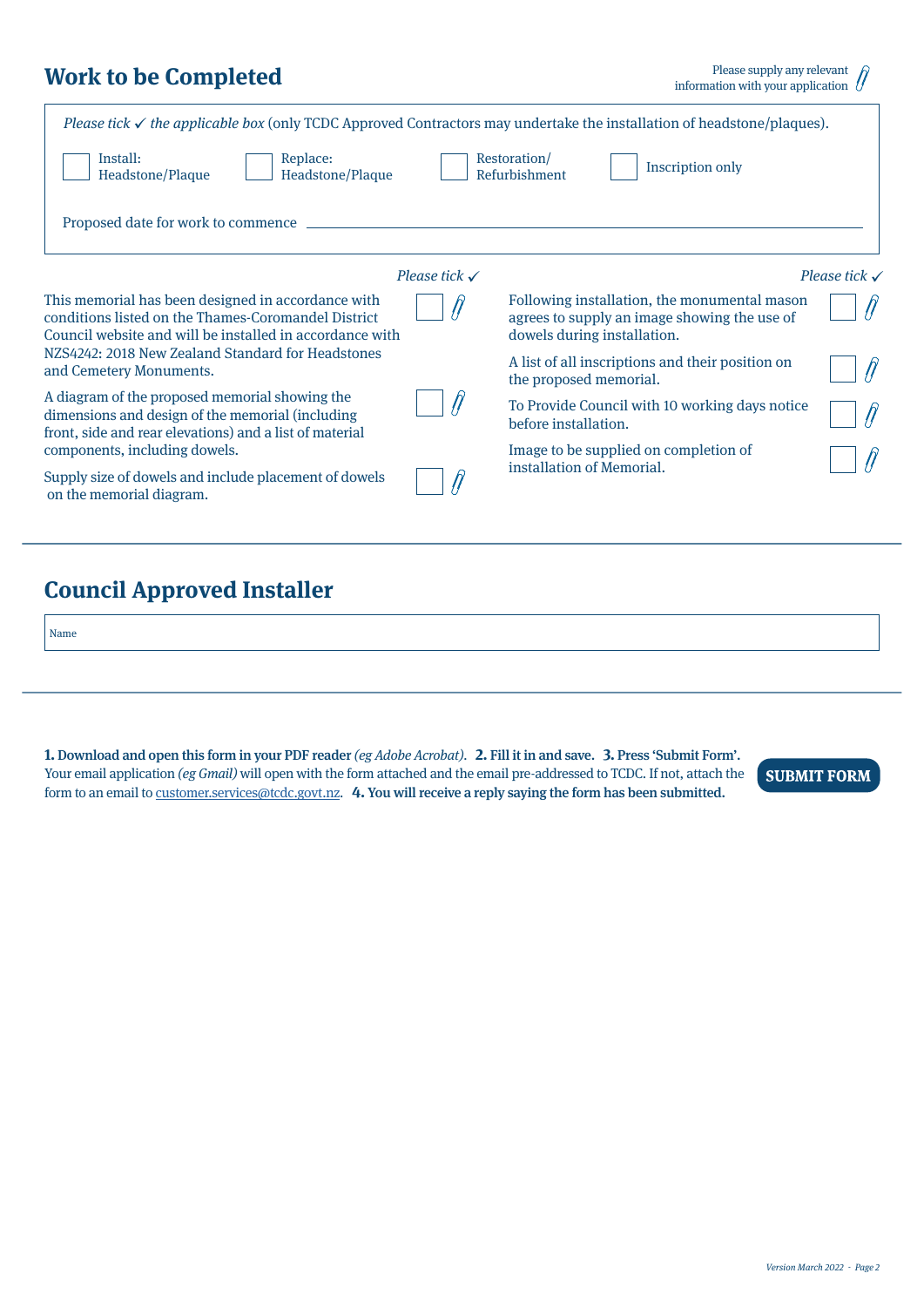## Work to be Completed

Please supply any relevant information with your application

*Please tick ✓ the applicable box* (only TCDC Approved Contractors may undertake the installation of headstone/plaques).

- ☐ Install: Headstone/Plaque
- ☐ Replace: Headstone/Plaque
- ☐ Restoration/ Refurbishment
- ☐ Inscription only

Proposed date for work to commence ______________________

| | *Please tick ✓* |
|---|---|
| This memorial has been designed in accordance with conditions listed on the Thames-Coromandel District Council website and will be installed in accordance with NZS4242: 2018 New Zealand Standard for Headstones and Cemetery Monuments. | ☐ |
| A diagram of the proposed memorial showing the dimensions and design of the memorial (including front, side and rear elevations) and a list of material components, including dowels. | ☐ |
| Supply size of dowels and include placement of dowels on the memorial diagram. | ☐ |
| Following installation, the monumental mason agrees to supply an image showing the use of dowels during installation. | ☐ |
| A list of all inscriptions and their position on the proposed memorial. | ☐ |
| To Provide Council with 10 working days notice before installation. | ☐ |
| Image to be supplied on completion of installation of Memorial. | ☐ |

## Council Approved Installer

Name

**1. Download and open this form in your PDF reader** *(eg Adobe Acrobat)*. **2. Fill it in and save. 3. Press 'Submit Form'.** Your email application *(eg Gmail)* will open with the form attached and the email pre-addressed to TCDC. If not, attach the form to an email to customer.services@tcdc.govt.nz. **4. You will receive a reply saying the form has been submitted.**

**SUBMIT FORM**

*Version March 2022*